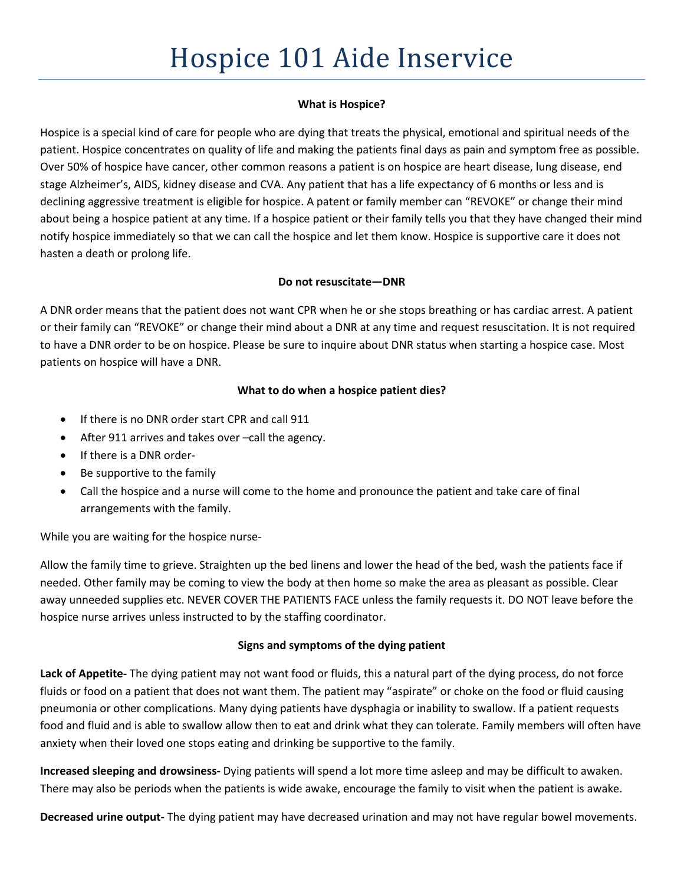# Hospice 101 Aide Inservice

**What is Hospice?**

Hospice is a special kind of care for people who are dying that treats the physical, emotional and spiritual needs of the patient. Hospice concentrates on quality of life and making the patients final days as pain and symptom free as possible. Over 50% of hospice have cancer, other common reasons a patient is on hospice are heart disease, lung disease, end stage Alzheimer's, AIDS, kidney disease and CVA. Any patient that has a life expectancy of 6 months or less and is declining aggressive treatment is eligible for hospice. A patent or family member can "REVOKE" or change their mind about being a hospice patient at any time. If a hospice patient or their family tells you that they have changed their mind notify hospice immediately so that we can call the hospice and let them know. Hospice is supportive care it does not hasten a death or prolong life.

**Do not resuscitate—DNR**

A DNR order means that the patient does not want CPR when he or she stops breathing or has cardiac arrest. A patient or their family can "REVOKE" or change their mind about a DNR at any time and request resuscitation. It is not required to have a DNR order to be on hospice. Please be sure to inquire about DNR status when starting a hospice case. Most patients on hospice will have a DNR.

**What to do when a hospice patient dies?**

- If there is no DNR order start CPR and call 911
- After 911 arrives and takes over –call the agency.
- If there is a DNR order-
- Be supportive to the family
- Call the hospice and a nurse will come to the home and pronounce the patient and take care of final arrangements with the family.

While you are waiting for the hospice nurse-

Allow the family time to grieve. Straighten up the bed linens and lower the head of the bed, wash the patients face if needed. Other family may be coming to view the body at then home so make the area as pleasant as possible. Clear away unneeded supplies etc. NEVER COVER THE PATIENTS FACE unless the family requests it. DO NOT leave before the hospice nurse arrives unless instructed to by the staffing coordinator.

**Signs and symptoms of the dying patient**

**Lack of Appetite-** The dying patient may not want food or fluids, this a natural part of the dying process, do not force fluids or food on a patient that does not want them. The patient may "aspirate" or choke on the food or fluid causing pneumonia or other complications. Many dying patients have dysphagia or inability to swallow. If a patient requests food and fluid and is able to swallow allow then to eat and drink what they can tolerate. Family members will often have anxiety when their loved one stops eating and drinking be supportive to the family.

**Increased sleeping and drowsiness-** Dying patients will spend a lot more time asleep and may be difficult to awaken. There may also be periods when the patients is wide awake, encourage the family to visit when the patient is awake.

**Decreased urine output-** The dying patient may have decreased urination and may not have regular bowel movements.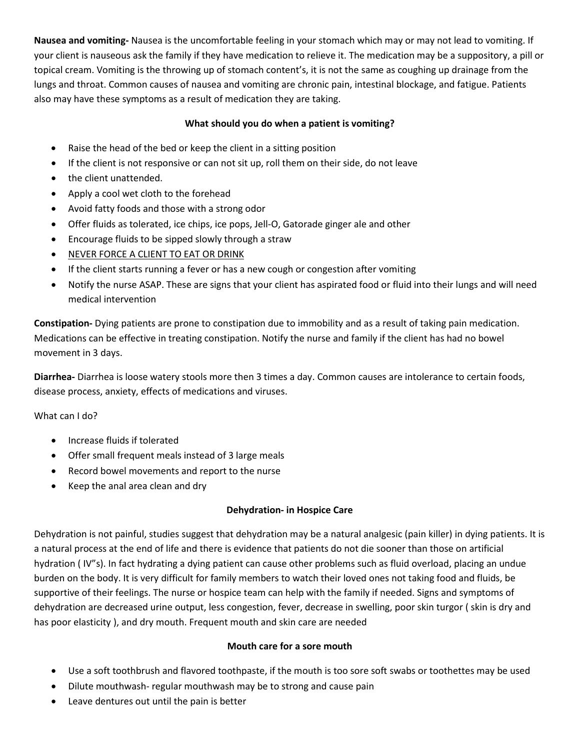**Nausea and vomiting-** Nausea is the uncomfortable feeling in your stomach which may or may not lead to vomiting. If your client is nauseous ask the family if they have medication to relieve it. The medication may be a suppository, a pill or topical cream. Vomiting is the throwing up of stomach content's, it is not the same as coughing up drainage from the lungs and throat. Common causes of nausea and vomiting are chronic pain, intestinal blockage, and fatigue. Patients also may have these symptoms as a result of medication they are taking.

**What should you do when a patient is vomiting?**

- Raise the head of the bed or keep the client in a sitting position
- If the client is not responsive or can not sit up, roll them on their side, do not leave
- the client unattended.
- Apply a cool wet cloth to the forehead
- Avoid fatty foods and those with a strong odor
- Offer fluids as tolerated, ice chips, ice pops, Jell-O, Gatorade ginger ale and other
- Encourage fluids to be sipped slowly through a straw
- <u>NEVER FORCE A CLIENT TO EAT OR DRINK</u>
- If the client starts running a fever or has a new cough or congestion after vomiting
- Notify the nurse ASAP. These are signs that your client has aspirated food or fluid into their lungs and will need medical intervention

**Constipation-** Dying patients are prone to constipation due to immobility and as a result of taking pain medication. Medications can be effective in treating constipation. Notify the nurse and family if the client has had no bowel movement in 3 days.

**Diarrhea-** Diarrhea is loose watery stools more then 3 times a day. Common causes are intolerance to certain foods, disease process, anxiety, effects of medications and viruses.

What can I do?

- Increase fluids if tolerated
- Offer small frequent meals instead of 3 large meals
- Record bowel movements and report to the nurse
- Keep the anal area clean and dry

**Dehydration- in Hospice Care**

Dehydration is not painful, studies suggest that dehydration may be a natural analgesic (pain killer) in dying patients. It is a natural process at the end of life and there is evidence that patients do not die sooner than those on artificial hydration ( IV"s). In fact hydrating a dying patient can cause other problems such as fluid overload, placing an undue burden on the body. It is very difficult for family members to watch their loved ones not taking food and fluids, be supportive of their feelings. The nurse or hospice team can help with the family if needed. Signs and symptoms of dehydration are decreased urine output, less congestion, fever, decrease in swelling, poor skin turgor ( skin is dry and has poor elasticity ), and dry mouth. Frequent mouth and skin care are needed

**Mouth care for a sore mouth**

- Use a soft toothbrush and flavored toothpaste, if the mouth is too sore soft swabs or toothettes may be used
- Dilute mouthwash- regular mouthwash may be to strong and cause pain
- Leave dentures out until the pain is better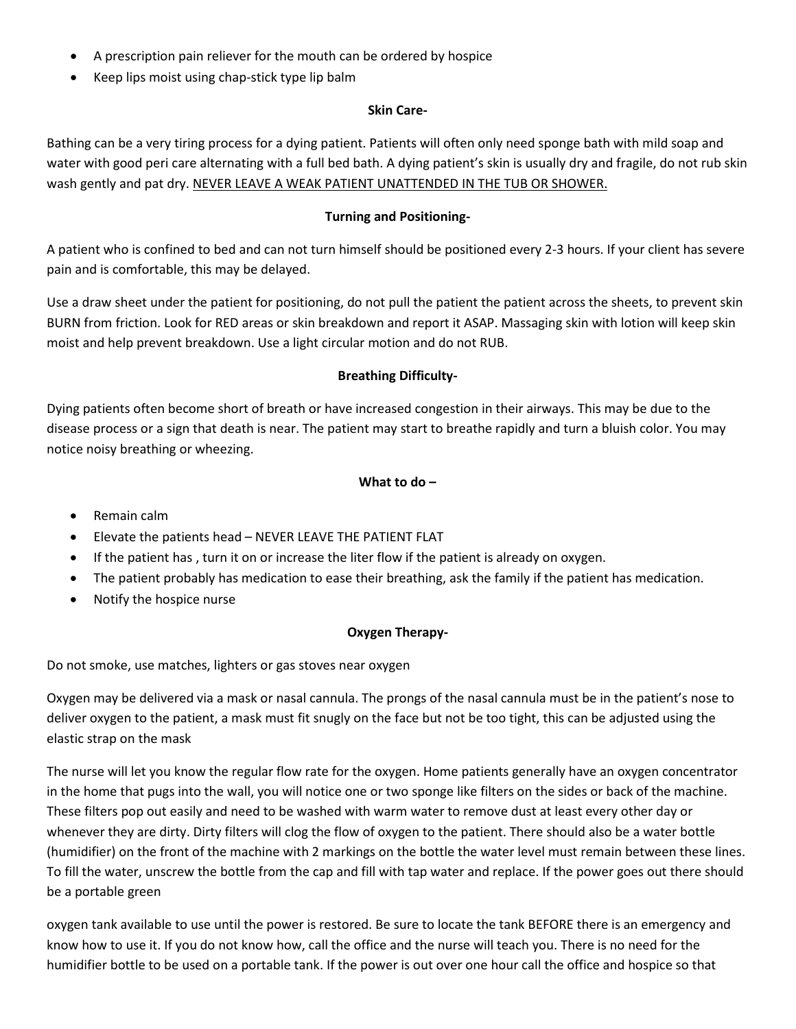- A prescription pain reliever for the mouth can be ordered by hospice
- Keep lips moist using chap-stick type lip balm

**Skin Care-**

Bathing can be a very tiring process for a dying patient. Patients will often only need sponge bath with mild soap and water with good peri care alternating with a full bed bath. A dying patient's skin is usually dry and fragile, do not rub skin wash gently and pat dry. <u>NEVER LEAVE A WEAK PATIENT UNATTENDED IN THE TUB OR SHOWER.</u>

**Turning and Positioning-**

A patient who is confined to bed and can not turn himself should be positioned every 2-3 hours. If your client has severe pain and is comfortable, this may be delayed.

Use a draw sheet under the patient for positioning, do not pull the patient the patient across the sheets, to prevent skin BURN from friction. Look for RED areas or skin breakdown and report it ASAP. Massaging skin with lotion will keep skin moist and help prevent breakdown. Use a light circular motion and do not RUB.

**Breathing Difficulty-**

Dying patients often become short of breath or have increased congestion in their airways. This may be due to the disease process or a sign that death is near. The patient may start to breathe rapidly and turn a bluish color. You may notice noisy breathing or wheezing.

**What to do –**

- Remain calm
- Elevate the patients head – NEVER LEAVE THE PATIENT FLAT
- If the patient has , turn it on or increase the liter flow if the patient is already on oxygen.
- The patient probably has medication to ease their breathing, ask the family if the patient has medication.
- Notify the hospice nurse

**Oxygen Therapy-**

Do not smoke, use matches, lighters or gas stoves near oxygen

Oxygen may be delivered via a mask or nasal cannula. The prongs of the nasal cannula must be in the patient's nose to deliver oxygen to the patient, a mask must fit snugly on the face but not be too tight, this can be adjusted using the elastic strap on the mask

The nurse will let you know the regular flow rate for the oxygen. Home patients generally have an oxygen concentrator in the home that pugs into the wall, you will notice one or two sponge like filters on the sides or back of the machine. These filters pop out easily and need to be washed with warm water to remove dust at least every other day or whenever they are dirty. Dirty filters will clog the flow of oxygen to the patient. There should also be a water bottle (humidifier) on the front of the machine with 2 markings on the bottle the water level must remain between these lines. To fill the water, unscrew the bottle from the cap and fill with tap water and replace. If the power goes out there should be a portable green

oxygen tank available to use until the power is restored. Be sure to locate the tank BEFORE there is an emergency and know how to use it. If you do not know how, call the office and the nurse will teach you. There is no need for the humidifier bottle to be used on a portable tank. If the power is out over one hour call the office and hospice so that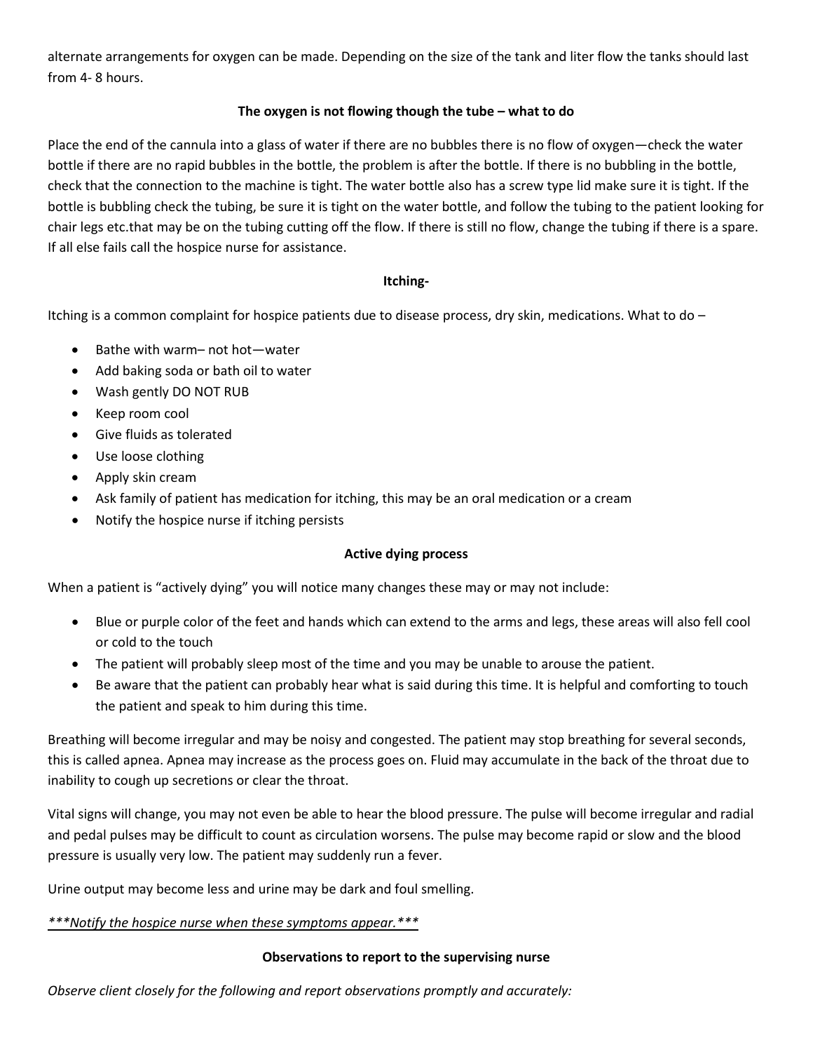alternate arrangements for oxygen can be made. Depending on the size of the tank and liter flow the tanks should last from 4- 8 hours.

**The oxygen is not flowing though the tube – what to do**

Place the end of the cannula into a glass of water if there are no bubbles there is no flow of oxygen—check the water bottle if there are no rapid bubbles in the bottle, the problem is after the bottle. If there is no bubbling in the bottle, check that the connection to the machine is tight. The water bottle also has a screw type lid make sure it is tight. If the bottle is bubbling check the tubing, be sure it is tight on the water bottle, and follow the tubing to the patient looking for chair legs etc.that may be on the tubing cutting off the flow. If there is still no flow, change the tubing if there is a spare. If all else fails call the hospice nurse for assistance.

**Itching-**

Itching is a common complaint for hospice patients due to disease process, dry skin, medications. What to do –

- Bathe with warm– not hot—water
- Add baking soda or bath oil to water
- Wash gently DO NOT RUB
- Keep room cool
- Give fluids as tolerated
- Use loose clothing
- Apply skin cream
- Ask family of patient has medication for itching, this may be an oral medication or a cream
- Notify the hospice nurse if itching persists

**Active dying process**

When a patient is "actively dying" you will notice many changes these may or may not include:

- Blue or purple color of the feet and hands which can extend to the arms and legs, these areas will also fell cool or cold to the touch
- The patient will probably sleep most of the time and you may be unable to arouse the patient.
- Be aware that the patient can probably hear what is said during this time. It is helpful and comforting to touch the patient and speak to him during this time.

Breathing will become irregular and may be noisy and congested. The patient may stop breathing for several seconds, this is called apnea. Apnea may increase as the process goes on. Fluid may accumulate in the back of the throat due to inability to cough up secretions or clear the throat.

Vital signs will change, you may not even be able to hear the blood pressure. The pulse will become irregular and radial and pedal pulses may be difficult to count as circulation worsens. The pulse may become rapid or slow and the blood pressure is usually very low. The patient may suddenly run a fever.

Urine output may become less and urine may be dark and foul smelling.

*\*\*\*Notify the hospice nurse when these symptoms appear.\*\*\**

**Observations to report to the supervising nurse**

*Observe client closely for the following and report observations promptly and accurately:*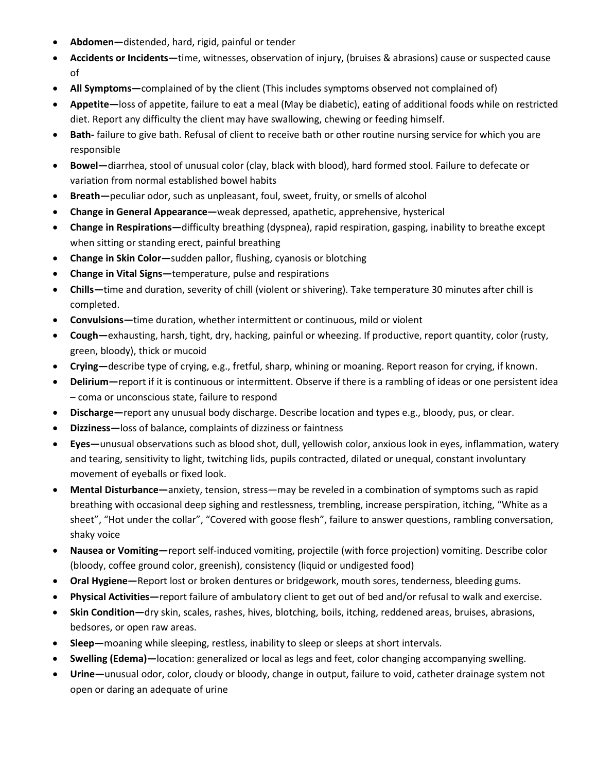- **Abdomen—**distended, hard, rigid, painful or tender
- **Accidents or Incidents—**time, witnesses, observation of injury, (bruises & abrasions) cause or suspected cause of
- **All Symptoms—**complained of by the client (This includes symptoms observed not complained of)
- **Appetite—**loss of appetite, failure to eat a meal (May be diabetic), eating of additional foods while on restricted diet. Report any difficulty the client may have swallowing, chewing or feeding himself.
- **Bath-** failure to give bath. Refusal of client to receive bath or other routine nursing service for which you are responsible
- **Bowel—**diarrhea, stool of unusual color (clay, black with blood), hard formed stool. Failure to defecate or variation from normal established bowel habits
- **Breath—**peculiar odor, such as unpleasant, foul, sweet, fruity, or smells of alcohol
- **Change in General Appearance—**weak depressed, apathetic, apprehensive, hysterical
- **Change in Respirations—**difficulty breathing (dyspnea), rapid respiration, gasping, inability to breathe except when sitting or standing erect, painful breathing
- **Change in Skin Color—**sudden pallor, flushing, cyanosis or blotching
- **Change in Vital Signs—**temperature, pulse and respirations
- **Chills—**time and duration, severity of chill (violent or shivering). Take temperature 30 minutes after chill is completed.
- **Convulsions—**time duration, whether intermittent or continuous, mild or violent
- **Cough—**exhausting, harsh, tight, dry, hacking, painful or wheezing. If productive, report quantity, color (rusty, green, bloody), thick or mucoid
- **Crying—**describe type of crying, e.g., fretful, sharp, whining or moaning. Report reason for crying, if known.
- **Delirium—**report if it is continuous or intermittent. Observe if there is a rambling of ideas or one persistent idea – coma or unconscious state, failure to respond
- **Discharge—**report any unusual body discharge. Describe location and types e.g., bloody, pus, or clear.
- **Dizziness—**loss of balance, complaints of dizziness or faintness
- **Eyes—**unusual observations such as blood shot, dull, yellowish color, anxious look in eyes, inflammation, watery and tearing, sensitivity to light, twitching lids, pupils contracted, dilated or unequal, constant involuntary movement of eyeballs or fixed look.
- **Mental Disturbance—**anxiety, tension, stress—may be reveled in a combination of symptoms such as rapid breathing with occasional deep sighing and restlessness, trembling, increase perspiration, itching, "White as a sheet", "Hot under the collar", "Covered with goose flesh", failure to answer questions, rambling conversation, shaky voice
- **Nausea or Vomiting—**report self-induced vomiting, projectile (with force projection) vomiting. Describe color (bloody, coffee ground color, greenish), consistency (liquid or undigested food)
- **Oral Hygiene—**Report lost or broken dentures or bridgework, mouth sores, tenderness, bleeding gums.
- **Physical Activities—**report failure of ambulatory client to get out of bed and/or refusal to walk and exercise.
- **Skin Condition—**dry skin, scales, rashes, hives, blotching, boils, itching, reddened areas, bruises, abrasions, bedsores, or open raw areas.
- **Sleep—**moaning while sleeping, restless, inability to sleep or sleeps at short intervals.
- **Swelling (Edema)—**location: generalized or local as legs and feet, color changing accompanying swelling.
- **Urine—**unusual odor, color, cloudy or bloody, change in output, failure to void, catheter drainage system not open or daring an adequate of urine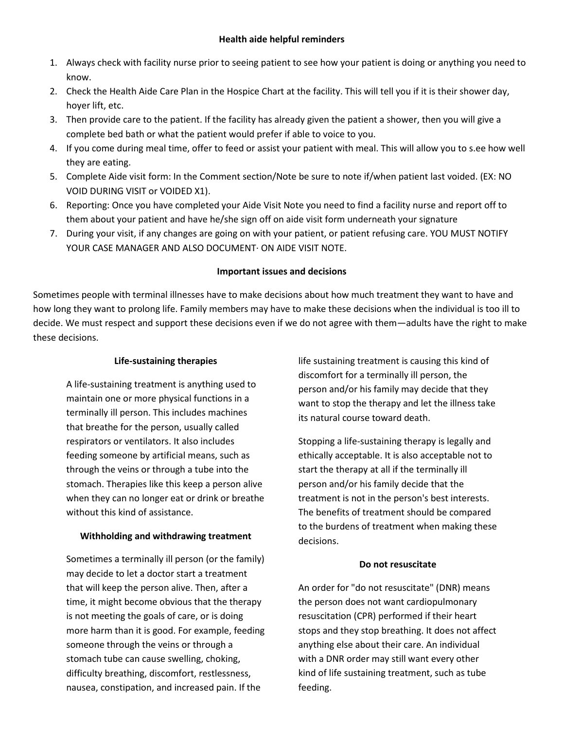## Health aide helpful reminders

1. Always check with facility nurse prior to seeing patient to see how your patient is doing or anything you need to know.
2. Check the Health Aide Care Plan in the Hospice Chart at the facility. This will tell you if it is their shower day, hoyer lift, etc.
3. Then provide care to the patient. If the facility has already given the patient a shower, then you will give a complete bed bath or what the patient would prefer if able to voice to you.
4. If you come during meal time, offer to feed or assist your patient with meal. This will allow you to s.ee how well they are eating.
5. Complete Aide visit form: In the Comment section/Note be sure to note if/when patient last voided. (EX: NO VOID DURING VISIT or VOIDED X1).
6. Reporting: Once you have completed your Aide Visit Note you need to find a facility nurse and report off to them about your patient and have he/she sign off on aide visit form underneath your signature
7. During your visit, if any changes are going on with your patient, or patient refusing care. YOU MUST NOTIFY YOUR CASE MANAGER AND ALSO DOCUMENT· ON AIDE VISIT NOTE.

## Important issues and decisions

Sometimes people with terminal illnesses have to make decisions about how much treatment they want to have and how long they want to prolong life. Family members may have to make these decisions when the individual is too ill to decide. We must respect and support these decisions even if we do not agree with them—adults have the right to make these decisions.

### Life-sustaining therapies

A life-sustaining treatment is anything used to maintain one or more physical functions in a terminally ill person. This includes machines that breathe for the person, usually called respirators or ventilators. It also includes feeding someone by artificial means, such as through the veins or through a tube into the stomach. Therapies like this keep a person alive when they can no longer eat or drink or breathe without this kind of assistance.

### Withholding and withdrawing treatment

Sometimes a terminally ill person (or the family) may decide to let a doctor start a treatment that will keep the person alive. Then, after a time, it might become obvious that the therapy is not meeting the goals of care, or is doing more harm than it is good. For example, feeding someone through the veins or through a stomach tube can cause swelling, choking, difficulty breathing, discomfort, restlessness, nausea, constipation, and increased pain. If the life sustaining treatment is causing this kind of discomfort for a terminally ill person, the person and/or his family may decide that they want to stop the therapy and let the illness take its natural course toward death.

Stopping a life-sustaining therapy is legally and ethically acceptable. It is also acceptable not to start the therapy at all if the terminally ill person and/or his family decide that the treatment is not in the person's best interests. The benefits of treatment should be compared to the burdens of treatment when making these decisions.

### Do not resuscitate

An order for "do not resuscitate" (DNR) means the person does not want cardiopulmonary resuscitation (CPR) performed if their heart stops and they stop breathing. It does not affect anything else about their care. An individual with a DNR order may still want every other kind of life sustaining treatment, such as tube feeding.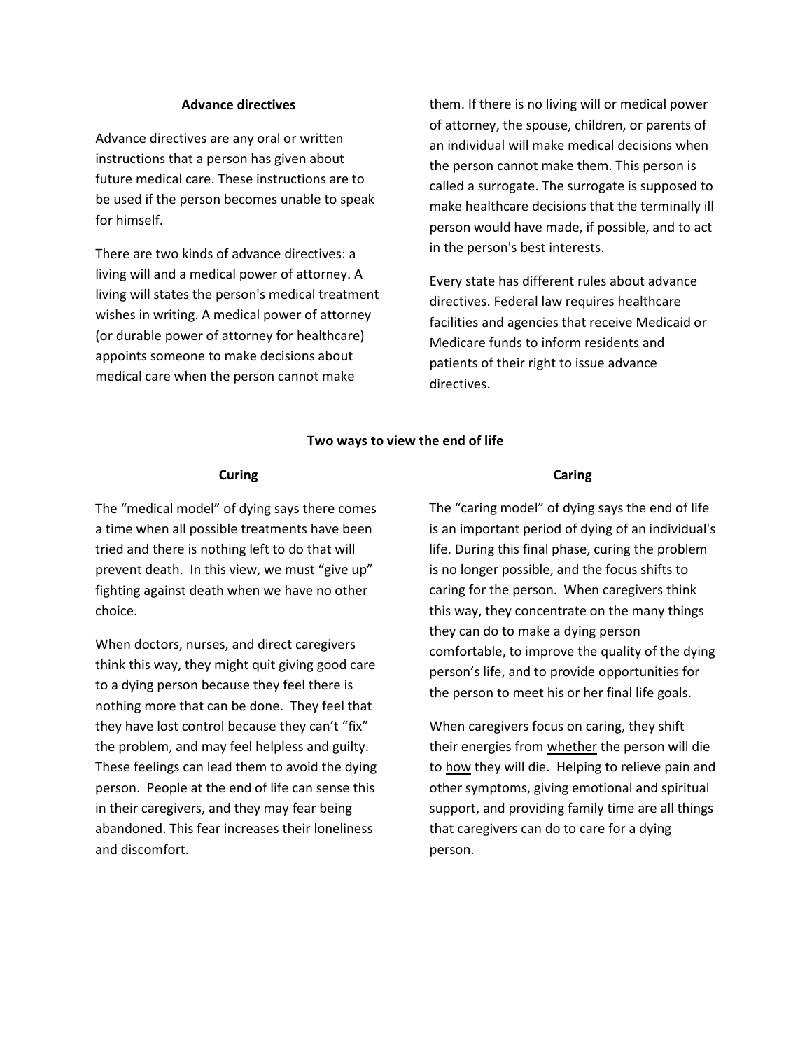## Advance directives

Advance directives are any oral or written instructions that a person has given about future medical care. These instructions are to be used if the person becomes unable to speak for himself.

There are two kinds of advance directives: a living will and a medical power of attorney. A living will states the person's medical treatment wishes in writing. A medical power of attorney (or durable power of attorney for healthcare) appoints someone to make decisions about medical care when the person cannot make them. If there is no living will or medical power of attorney, the spouse, children, or parents of an individual will make medical decisions when the person cannot make them. This person is called a surrogate. The surrogate is supposed to make healthcare decisions that the terminally ill person would have made, if possible, and to act in the person's best interests.

Every state has different rules about advance directives. Federal law requires healthcare facilities and agencies that receive Medicaid or Medicare funds to inform residents and patients of their right to issue advance directives.

## Two ways to view the end of life

### Curing

The "medical model" of dying says there comes a time when all possible treatments have been tried and there is nothing left to do that will prevent death. In this view, we must "give up" fighting against death when we have no other choice.

When doctors, nurses, and direct caregivers think this way, they might quit giving good care to a dying person because they feel there is nothing more that can be done. They feel that they have lost control because they can't "fix" the problem, and may feel helpless and guilty. These feelings can lead them to avoid the dying person. People at the end of life can sense this in their caregivers, and they may fear being abandoned. This fear increases their loneliness and discomfort.

### Caring

The "caring model" of dying says the end of life is an important period of dying of an individual's life. During this final phase, curing the problem is no longer possible, and the focus shifts to caring for the person. When caregivers think this way, they concentrate on the many things they can do to make a dying person comfortable, to improve the quality of the dying person's life, and to provide opportunities for the person to meet his or her final life goals.

When caregivers focus on caring, they shift their energies from <u>whether</u> the person will die to <u>how</u> they will die. Helping to relieve pain and other symptoms, giving emotional and spiritual support, and providing family time are all things that caregivers can do to care for a dying person.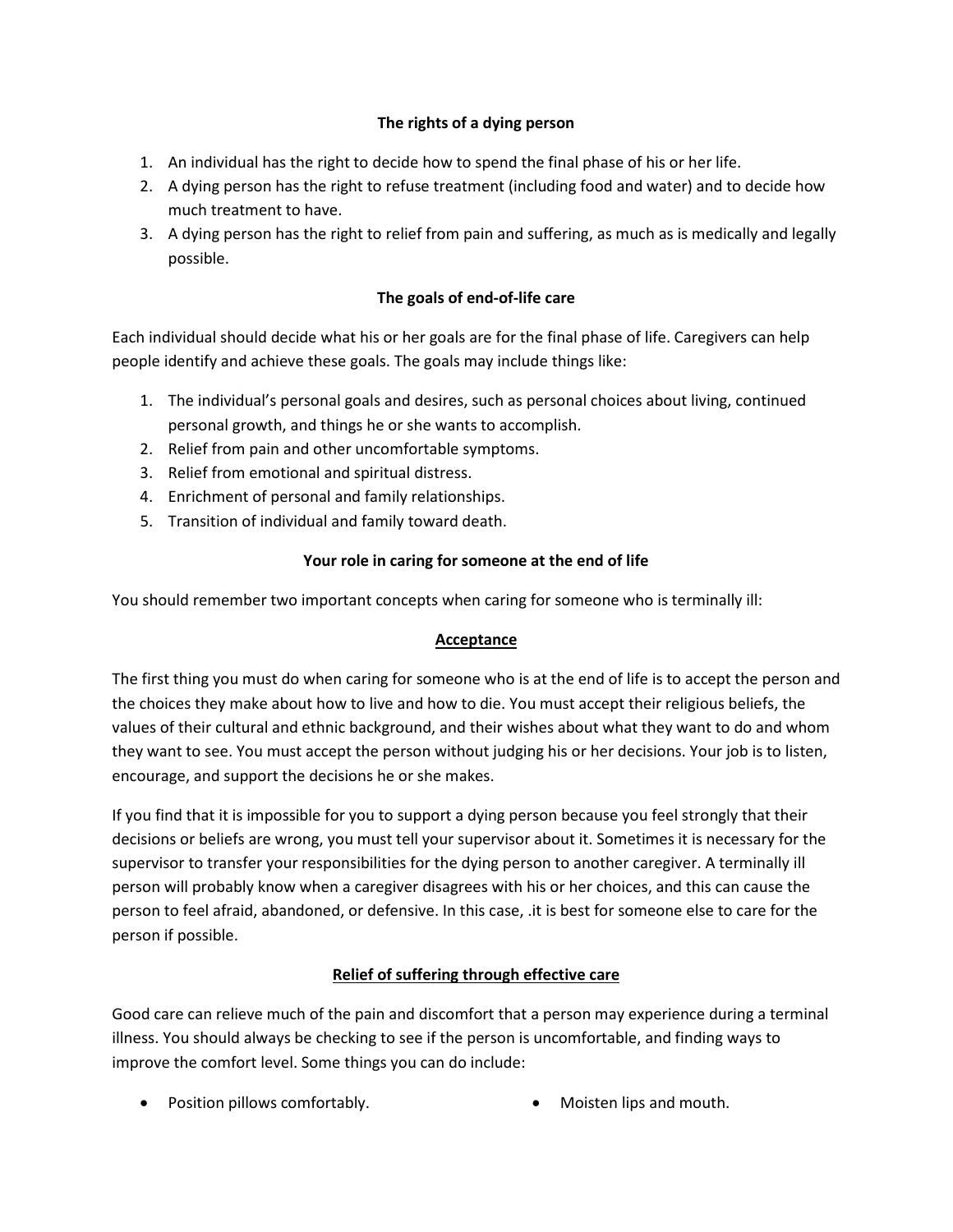**The rights of a dying person**

1. An individual has the right to decide how to spend the final phase of his or her life.
2. A dying person has the right to refuse treatment (including food and water) and to decide how much treatment to have.
3. A dying person has the right to relief from pain and suffering, as much as is medically and legally possible.

**The goals of end-of-life care**

Each individual should decide what his or her goals are for the final phase of life. Caregivers can help people identify and achieve these goals. The goals may include things like:

1. The individual's personal goals and desires, such as personal choices about living, continued personal growth, and things he or she wants to accomplish.
2. Relief from pain and other uncomfortable symptoms.
3. Relief from emotional and spiritual distress.
4. Enrichment of personal and family relationships.
5. Transition of individual and family toward death.

**Your role in caring for someone at the end of life**

You should remember two important concepts when caring for someone who is terminally ill:

**Acceptance**

The first thing you must do when caring for someone who is at the end of life is to accept the person and the choices they make about how to live and how to die. You must accept their religious beliefs, the values of their cultural and ethnic background, and their wishes about what they want to do and whom they want to see. You must accept the person without judging his or her decisions. Your job is to listen, encourage, and support the decisions he or she makes.

If you find that it is impossible for you to support a dying person because you feel strongly that their decisions or beliefs are wrong, you must tell your supervisor about it. Sometimes it is necessary for the supervisor to transfer your responsibilities for the dying person to another caregiver. A terminally ill person will probably know when a caregiver disagrees with his or her choices, and this can cause the person to feel afraid, abandoned, or defensive. In this case, .it is best for someone else to care for the person if possible.

**Relief of suffering through effective care**

Good care can relieve much of the pain and discomfort that a person may experience during a terminal illness. You should always be checking to see if the person is uncomfortable, and finding ways to improve the comfort level. Some things you can do include:

- Position pillows comfortably.
- Moisten lips and mouth.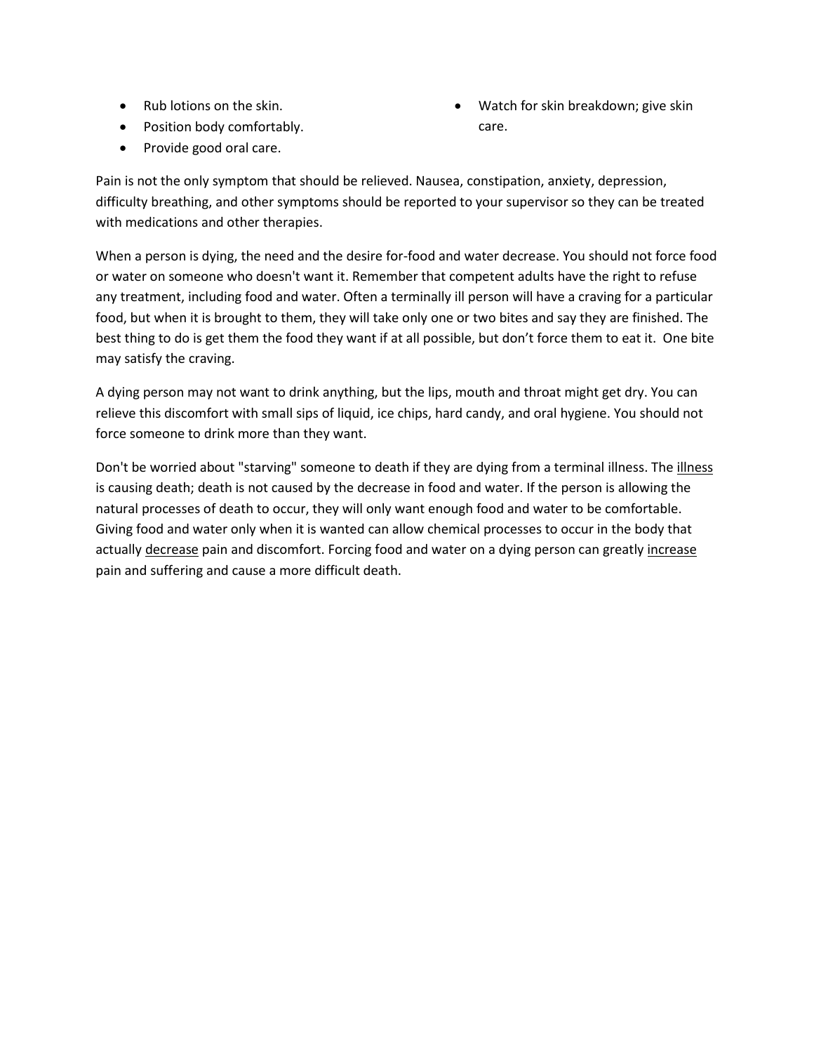- Rub lotions on the skin.
- Position body comfortably.
- Provide good oral care.
- Watch for skin breakdown; give skin care.

Pain is not the only symptom that should be relieved. Nausea, constipation, anxiety, depression, difficulty breathing, and other symptoms should be reported to your supervisor so they can be treated with medications and other therapies.

When a person is dying, the need and the desire for-food and water decrease. You should not force food or water on someone who doesn't want it. Remember that competent adults have the right to refuse any treatment, including food and water. Often a terminally ill person will have a craving for a particular food, but when it is brought to them, they will take only one or two bites and say they are finished. The best thing to do is get them the food they want if at all possible, but don't force them to eat it. One bite may satisfy the craving.

A dying person may not want to drink anything, but the lips, mouth and throat might get dry. You can relieve this discomfort with small sips of liquid, ice chips, hard candy, and oral hygiene. You should not force someone to drink more than they want.

Don't be worried about "starving" someone to death if they are dying from a terminal illness. The <u>illness</u> is causing death; death is not caused by the decrease in food and water. If the person is allowing the natural processes of death to occur, they will only want enough food and water to be comfortable. Giving food and water only when it is wanted can allow chemical processes to occur in the body that actually <u>decrease</u> pain and discomfort. Forcing food and water on a dying person can greatly <u>increase</u> pain and suffering and cause a more difficult death.